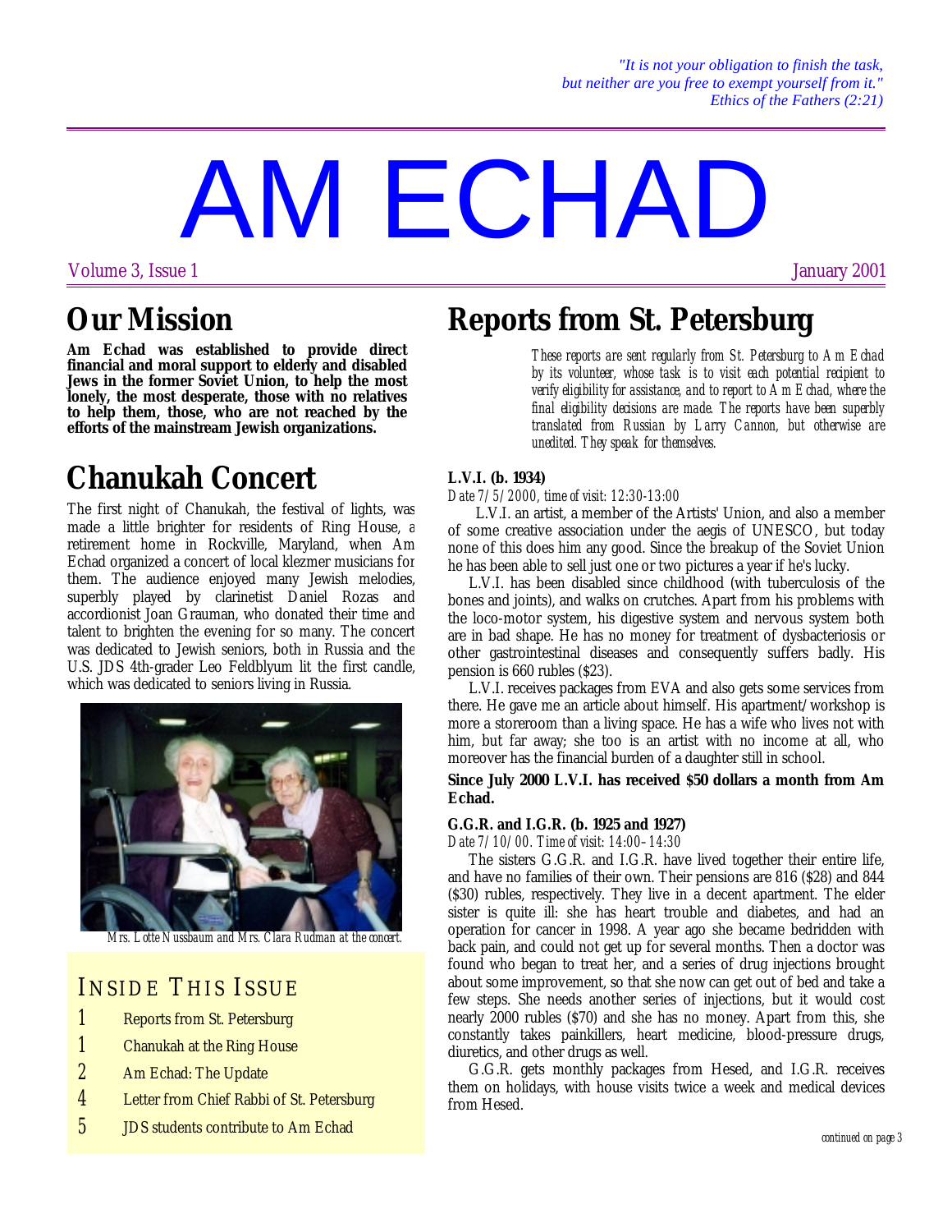*"It is not your obligation to finish the task,*
*but neither are you free to exempt yourself from it."*
*Ethics of the Fathers (2:21)*

# AM ECHAD

Volume 3, Issue 1 — January 2001

## Our Mission

**Am Echad was established to provide direct financial and moral support to elderly and disabled Jews in the former Soviet Union, to help the most lonely, the most desperate, those with no relatives to help them, those, who are not reached by the efforts of the mainstream Jewish organizations.**

## Chanukah Concert

The first night of Chanukah, the festival of lights, was made a little brighter for residents of Ring House, a retirement home in Rockville, Maryland, when Am Echad organized a concert of local klezmer musicians for them. The audience enjoyed many Jewish melodies, superbly played by clarinetist Daniel Rozas and accordionist Joan Grauman, who donated their time and talent to brighten the evening for so many. The concert was dedicated to Jewish seniors, both in Russia and the U.S. JDS 4th-grader Leo Feldblyum lit the first candle, which was dedicated to seniors living in Russia.

*Mrs. Lotte Nussbaum and Mrs. Clara Rudman at the concert.*

### Inside This Issue

- 1 Reports from St. Petersburg
- 1 Chanukah at the Ring House
- 2 Am Echad: The Update
- 4 Letter from Chief Rabbi of St. Petersburg
- 5 JDS students contribute to Am Echad

## Reports from St. Petersburg

*These reports are sent regularly from St. Petersburg to Am Echad by its volunteer, whose task is to visit each potential recipient to verify eligibility for assistance, and to report to Am Echad, where the final eligibility decisions are made. The reports have been superbly translated from Russian by Larry Cannon, but otherwise are unedited. They speak for themselves.*

**L.V.I. (b. 1934)**

*Date 7/5/2000, time of visit: 12:30-13:00*

L.V.I. an artist, a member of the Artists' Union, and also a member of some creative association under the aegis of UNESCO, but today none of this does him any good. Since the breakup of the Soviet Union he has been able to sell just one or two pictures a year if he's lucky.

L.V.I. has been disabled since childhood (with tuberculosis of the bones and joints), and walks on crutches. Apart from his problems with the loco-motor system, his digestive system and nervous system both are in bad shape. He has no money for treatment of dysbacteriosis or other gastrointestinal diseases and consequently suffers badly. His pension is 660 rubles ($23).

L.V.I. receives packages from EVA and also gets some services from there. He gave me an article about himself. His apartment/workshop is more a storeroom than a living space. He has a wife who lives not with him, but far away; she too is an artist with no income at all, who moreover has the financial burden of a daughter still in school.

**Since July 2000 L.V.I. has received $50 dollars a month from Am Echad.**

**G.G.R. and I.G.R. (b. 1925 and 1927)**

*Date 7/10/00. Time of visit: 14:00–14:30*

The sisters G.G.R. and I.G.R. have lived together their entire life, and have no families of their own. Their pensions are 816 ($28) and 844 ($30) rubles, respectively. They live in a decent apartment. The elder sister is quite ill: she has heart trouble and diabetes, and had an operation for cancer in 1998. A year ago she became bedridden with back pain, and could not get up for several months. Then a doctor was found who began to treat her, and a series of drug injections brought about some improvement, so that she now can get out of bed and take a few steps. She needs another series of injections, but it would cost nearly 2000 rubles ($70) and she has no money. Apart from this, she constantly takes painkillers, heart medicine, blood-pressure drugs, diuretics, and other drugs as well.

G.G.R. gets monthly packages from Hesed, and I.G.R. receives them on holidays, with house visits twice a week and medical devices from Hesed.

*continued on page 3*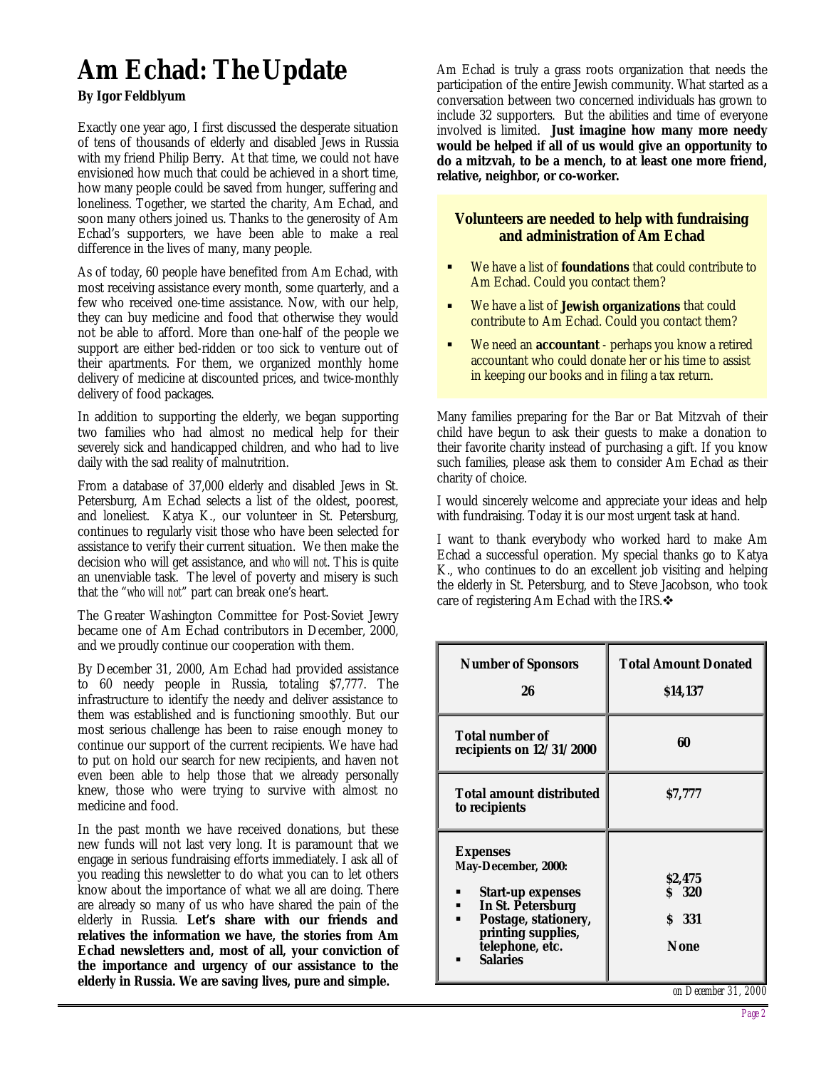# Am Echad: The Update

**By Igor Feldblyum**

Exactly one year ago, I first discussed the desperate situation of tens of thousands of elderly and disabled Jews in Russia with my friend Philip Berry. At that time, we could not have envisioned how much that could be achieved in a short time, how many people could be saved from hunger, suffering and loneliness. Together, we started the charity, Am Echad, and soon many others joined us. Thanks to the generosity of Am Echad's supporters, we have been able to make a real difference in the lives of many, many people.

As of today, 60 people have benefited from Am Echad, with most receiving assistance every month, some quarterly, and a few who received one-time assistance. Now, with our help, they can buy medicine and food that otherwise they would not be able to afford. More than one-half of the people we support are either bed-ridden or too sick to venture out of their apartments. For them, we organized monthly home delivery of medicine at discounted prices, and twice-monthly delivery of food packages.

In addition to supporting the elderly, we began supporting two families who had almost no medical help for their severely sick and handicapped children, and who had to live daily with the sad reality of malnutrition.

From a database of 37,000 elderly and disabled Jews in St. Petersburg, Am Echad selects a list of the oldest, poorest, and loneliest. Katya K., our volunteer in St. Petersburg, continues to regularly visit those who have been selected for assistance to verify their current situation. We then make the decision who will get assistance, and *who will not*. This is quite an unenviable task. The level of poverty and misery is such that the "*who will not*" part can break one's heart.

The Greater Washington Committee for Post-Soviet Jewry became one of Am Echad contributors in December, 2000, and we proudly continue our cooperation with them.

By December 31, 2000, Am Echad had provided assistance to 60 needy people in Russia, totaling $7,777. The infrastructure to identify the needy and deliver assistance to them was established and is functioning smoothly. But our most serious challenge has been to raise enough money to continue our support of the current recipients. We have had to put on hold our search for new recipients, and haven't even been able to help those that we already personally knew, those who were trying to survive with almost no medicine and food.

In the past month we have received donations, but these new funds will not last very long. It is paramount that we engage in serious fundraising efforts immediately. I ask all of you reading this newsletter to do what you can to let others know about the importance of what we all are doing. There are already so many of us who have shared the pain of the elderly in Russia. **Let's share with our friends and relatives the information we have, the stories from Am Echad newsletters and, most of all, your conviction of the importance and urgency of our assistance to the elderly in Russia. We are saving lives, pure and simple.**

Am Echad is truly a grass roots organization that needs the participation of the entire Jewish community. What started as a conversation between two concerned individuals has grown to include 32 supporters. But the abilities and time of everyone involved is limited. **Just imagine how many more needy would be helped if all of us would give an opportunity to do a mitzvah, to be a mench, to at least one more friend, relative, neighbor, or co-worker.**

**Volunteers are needed to help with fundraising and administration of Am Echad**

- We have a list of **foundations** that could contribute to Am Echad. Could you contact them?
- We have a list of **Jewish organizations** that could contribute to Am Echad. Could you contact them?
- We need an **accountant** - perhaps you know a retired accountant who could donate her or his time to assist in keeping our books and in filing a tax return.

Many families preparing for the Bar or Bat Mitzvah of their child have begun to ask their guests to make a donation to their favorite charity instead of purchasing a gift. If you know such families, please ask them to consider Am Echad as their charity of choice.

I would sincerely welcome and appreciate your ideas and help with fundraising. Today it is our most urgent task at hand.

I want to thank everybody who worked hard to make Am Echad a successful operation. My special thanks go to Katya K., who continues to do an excellent job visiting and helping the elderly in St. Petersburg, and to Steve Jacobson, who took care of registering Am Echad with the IRS.❖

| Number of Sponsors | Total Amount Donated |
|---|---|
| 26 | $14,137 |
| Total number of recipients on 12/31/2000 | 60 |
| Total amount distributed to recipients | $7,777 |
| **Expenses May-December, 2000:** | |
| Start-up expenses | $2,475 |
| In St. Petersburg | $ 320 |
| Postage, stationery, printing supplies, telephone, etc. | $ 331 |
| Salaries | None |

*on December 31, 2000*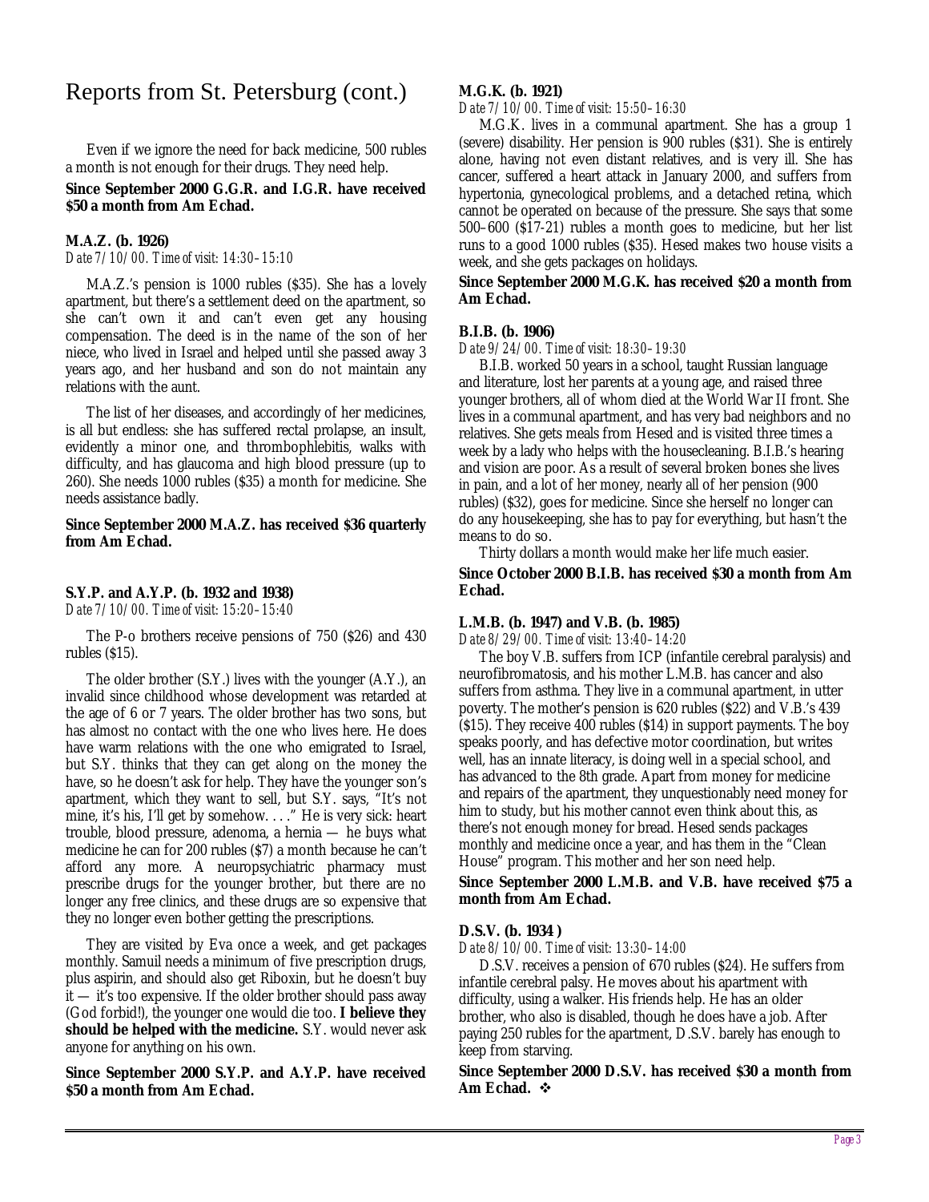# Reports from St. Petersburg (cont.)

Even if we ignore the need for back medicine, 500 rubles a month is not enough for their drugs. They need help.

**Since September 2000 G.G.R. and I.G.R. have received $50 a month from Am Echad.**

**M.A.Z. (b. 1926)**

*Date 7/10/00. Time of visit: 14:30–15:10*

M.A.Z.'s pension is 1000 rubles ($35). She has a lovely apartment, but there's a settlement deed on the apartment, so she can't own it and can't even get any housing compensation. The deed is in the name of the son of her niece, who lived in Israel and helped until she passed away 3 years ago, and her husband and son do not maintain any relations with the aunt.

The list of her diseases, and accordingly of her medicines, is all but endless: she has suffered rectal prolapse, an insult, evidently a minor one, and thrombophlebitis, walks with difficulty, and has glaucoma and high blood pressure (up to 260). She needs 1000 rubles ($35) a month for medicine. She needs assistance badly.

**Since September 2000 M.A.Z. has received $36 quarterly from Am Echad.**

**S.Y.P. and A.Y.P. (b. 1932 and 1938)**

*Date 7/10/00. Time of visit: 15:20–15:40*

The P-o brothers receive pensions of 750 ($26) and 430 rubles ($15).

The older brother (S.Y.) lives with the younger (A.Y.), an invalid since childhood whose development was retarded at the age of 6 or 7 years. The older brother has two sons, but has almost no contact with the one who lives here. He does have warm relations with the one who emigrated to Israel, but S.Y. thinks that they can get along on the money the have, so he doesn't ask for help. They have the younger son's apartment, which they want to sell, but S.Y. says, "It's not mine, it's his, I'll get by somehow. . . ." He is very sick: heart trouble, blood pressure, adenoma, a hernia — he buys what medicine he can for 200 rubles ($7) a month because he can't afford any more. A neuropsychiatric pharmacy must prescribe drugs for the younger brother, but there are no longer any free clinics, and these drugs are so expensive that they no longer even bother getting the prescriptions.

They are visited by Eva once a week, and get packages monthly. Samuil needs a minimum of five prescription drugs, plus aspirin, and should also get Riboxin, but he doesn't buy it — it's too expensive. If the older brother should pass away (God forbid!), the younger one would die too. **I believe they should be helped with the medicine.** S.Y. would never ask anyone for anything on his own.

**Since September 2000 S.Y.P. and A.Y.P. have received $50 a month from Am Echad.**

**M.G.K. (b. 1921)**

*Date 7/10/00. Time of visit: 15:50–16:30*

M.G.K. lives in a communal apartment. She has a group 1 (severe) disability. Her pension is 900 rubles ($31). She is entirely alone, having not even distant relatives, and is very ill. She has cancer, suffered a heart attack in January 2000, and suffers from hypertonia, gynecological problems, and a detached retina, which cannot be operated on because of the pressure. She says that some 500–600 ($17-21) rubles a month goes to medicine, but her list runs to a good 1000 rubles ($35). Hesed makes two house visits a week, and she gets packages on holidays.

**Since September 2000 M.G.K. has received $20 a month from Am Echad.**

**B.I.B. (b. 1906)**

*Date 9/24/00. Time of visit: 18:30–19:30*

B.I.B. worked 50 years in a school, taught Russian language and literature, lost her parents at a young age, and raised three younger brothers, all of whom died at the World War II front. She lives in a communal apartment, and has very bad neighbors and no relatives. She gets meals from Hesed and is visited three times a week by a lady who helps with the housecleaning. B.I.B.'s hearing and vision are poor. As a result of several broken bones she lives in pain, and a lot of her money, nearly all of her pension (900 rubles) ($32), goes for medicine. Since she herself no longer can do any housekeeping, she has to pay for everything, but hasn't the means to do so.

Thirty dollars a month would make her life much easier.

**Since October 2000 B.I.B. has received $30 a month from Am Echad.**

**L.M.B. (b. 1947) and V.B. (b. 1985)**

*Date 8/29/00. Time of visit: 13:40–14:20*

The boy V.B. suffers from ICP (infantile cerebral paralysis) and neurofibromatosis, and his mother L.M.B. has cancer and also suffers from asthma. They live in a communal apartment, in utter poverty. The mother's pension is 620 rubles ($22) and V.B.'s 439 ($15). They receive 400 rubles ($14) in support payments. The boy speaks poorly, and has defective motor coordination, but writes well, has an innate literacy, is doing well in a special school, and has advanced to the 8th grade. Apart from money for medicine and repairs of the apartment, they unquestionably need money for him to study, but his mother cannot even think about this, as there's not enough money for bread. Hesed sends packages monthly and medicine once a year, and has them in the "Clean House" program. This mother and her son need help.

**Since September 2000 L.M.B. and V.B. have received $75 a month from Am Echad.**

**D.S.V. (b. 1934 )**

*Date 8/10/00. Time of visit: 13:30–14:00*

D.S.V. receives a pension of 670 rubles ($24). He suffers from infantile cerebral palsy. He moves about his apartment with difficulty, using a walker. His friends help. He has an older brother, who also is disabled, though he does have a job. After paying 250 rubles for the apartment, D.S.V. barely has enough to keep from starving.

**Since September 2000 D.S.V. has received $30 a month from Am Echad.** ❖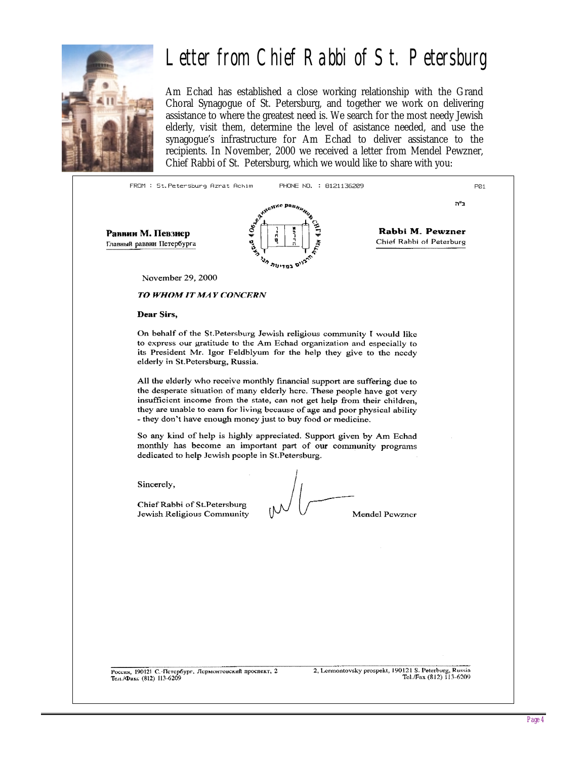# Letter from Chief Rabbi of St. Petersburg

Am Echad has established a close working relationship with the Grand Choral Synagogue of St. Petersburg, and together we work on delivering assistance to where the greatest need is. We search for the most needy Jewish elderly, visit them, determine the level of asistance needed, and use the synagogue's infrastructure for Am Echad to deliver assistance to the recipients. In November, 2000 we received a letter from Mendel Pewzner, Chief Rabbi of St. Petersburg, which we would like to share with you:

FROM : St.Petersburg Azrat Achim PHONE NO. : 8121136209 P01

ב"ה

**Раввин М. Певзнер**
Главный раввин Петербурга

**Rabbi M. Pewzner**
Chief Rabbi of Peterburg

November 29, 2000

***TO WHOM IT MAY CONCERN***

**Dear Sirs,**

On behalf of the St.Petersburg Jewish religious community I would like to express our gratitude to the Am Echad organization and especially to its President Mr. Igor Feldblyum for the help they give to the needy elderly in St.Petersburg, Russia.

All the elderly who receive monthly financial support are suffering due to the desperate situation of many elderly here. These people have got very insufficient income from the state, can not get help from their children, they are unable to earn for living because of age and poor physical ability - they don't have enough money just to buy food or medicine.

So any kind of help is highly appreciated. Support given by Am Echad monthly has become an important part of our community programs dedicated to help Jewish people in St.Petersburg.

Sincerely,

Chief Rabbi of St.Petersburg
Jewish Religious Community

Mendel Pewzner

Россия, 190121 С.-Петербург, Лермонтовский проспект, 2
Тел./Факс (812) 113-6209

2, Lermontovsky prospekt, 190121 S. Peterburg, Russia
Tel./Fax (812) 113-6209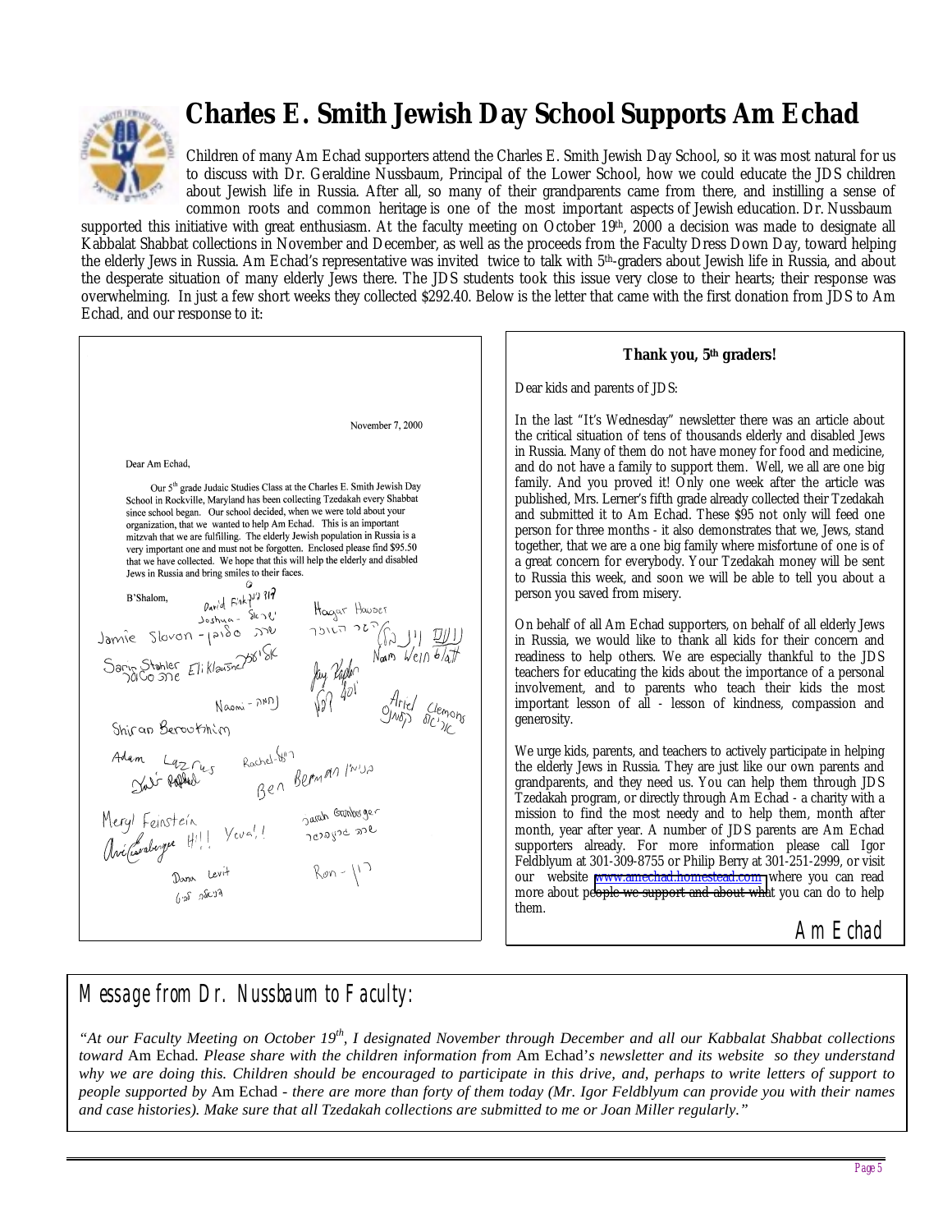# Charles E. Smith Jewish Day School Supports Am Echad

Children of many Am Echad supporters attend the Charles E. Smith Jewish Day School, so it was most natural for us to discuss with Dr. Geraldine Nussbaum, Principal of the Lower School, how we could educate the JDS children about Jewish life in Russia. After all, so many of their grandparents came from there, and instilling a sense of common roots and common heritage is one of the most important aspects of Jewish education. Dr. Nussbaum supported this initiative with great enthusiasm. At the faculty meeting on October 19th, 2000 a decision was made to designate all Kabbalat Shabbat collections in November and December, as well as the proceeds from the Faculty Dress Down Day, toward helping the elderly Jews in Russia. Am Echad's representative was invited twice to talk with 5th-graders about Jewish life in Russia, and about the desperate situation of many elderly Jews there. The JDS students took this issue very close to their hearts; their response was overwhelming. In just a few short weeks they collected $292.40. Below is the letter that came with the first donation from JDS to Am Echad, and our response to it:

November 7, 2000

Dear Am Echad,

Our 5th grade Judaic Studies Class at the Charles E. Smith Jewish Day School in Rockville, Maryland has been collecting Tzedakah every Shabbat since school began. Our school decided, when we were told about your organization, that we wanted to help Am Echad. This is an important mitzvah that we are fulfilling. The elderly Jewish population in Russia is a very important one and must not be forgotten. Enclosed please find $95.50 that we have collected. We hope that this will help the elderly and disabled Jews in Russia and bring smiles to their faces.

B'Shalom,

David Fink, Joshua, Jamie Slovon, Hagar Hauser, Sarin Stahler, Eli Klausner, Noam Weinblatt, Jay Kaplan, Naomi, Ariel Clemons, Shiran Berookhim, Adam Lazrus, Rachel, Ben Berman, Meryl Feinstein, Sarah Gunberger, Avi Goldberger, Dana Levit, Ron

### Thank you, 5th graders!

Dear kids and parents of JDS:

In the last "It's Wednesday" newsletter there was an article about the critical situation of tens of thousands elderly and disabled Jews in Russia. Many of them do not have money for food and medicine, and do not have a family to support them. Well, we all are one big family. And you proved it! Only one week after the article was published, Mrs. Lerner's fifth grade already collected their Tzedakah and submitted it to Am Echad. These $95 not only will feed one person for three months - it also demonstrates that we, Jews, stand together, that we are a one big family where misfortune of one is of a great concern for everybody. Your Tzedakah money will be sent to Russia this week, and soon we will be able to tell you about a person you saved from misery.

On behalf of all Am Echad supporters, on behalf of all elderly Jews in Russia, we would like to thank all kids for their concern and readiness to help others. We are especially thankful to the JDS teachers for educating the kids about the importance of a personal involvement, and to parents who teach their kids the most important lesson of all - lesson of kindness, compassion and generosity.

We urge kids, parents, and teachers to actively participate in helping the elderly Jews in Russia. They are just like our own parents and grandparents, and they need us. You can help them through JDS Tzedakah program, or directly through Am Echad - a charity with a mission to find the most needy and to help them, month after month, year after year. A number of JDS parents are Am Echad supporters already. For more information please call Igor Feldblyum at 301-309-8755 or Philip Berry at 301-251-2999, or visit our website www.amechad.homestead.com where you can read more about people we support and about what you can do to help them.

Am Echad

## Message from Dr. Nussbaum to Faculty:

*"At our Faculty Meeting on October 19th, I designated November through December and all our Kabbalat Shabbat collections toward* Am Echad*. Please share with the children information from* Am Echad*'s newsletter and its website so they understand why we are doing this. Children should be encouraged to participate in this drive, and, perhaps to write letters of support to people supported by* Am Echad *- there are more than forty of them today (Mr. Igor Feldblyum can provide you with their names and case histories). Make sure that all Tzedakah collections are submitted to me or Joan Miller regularly."*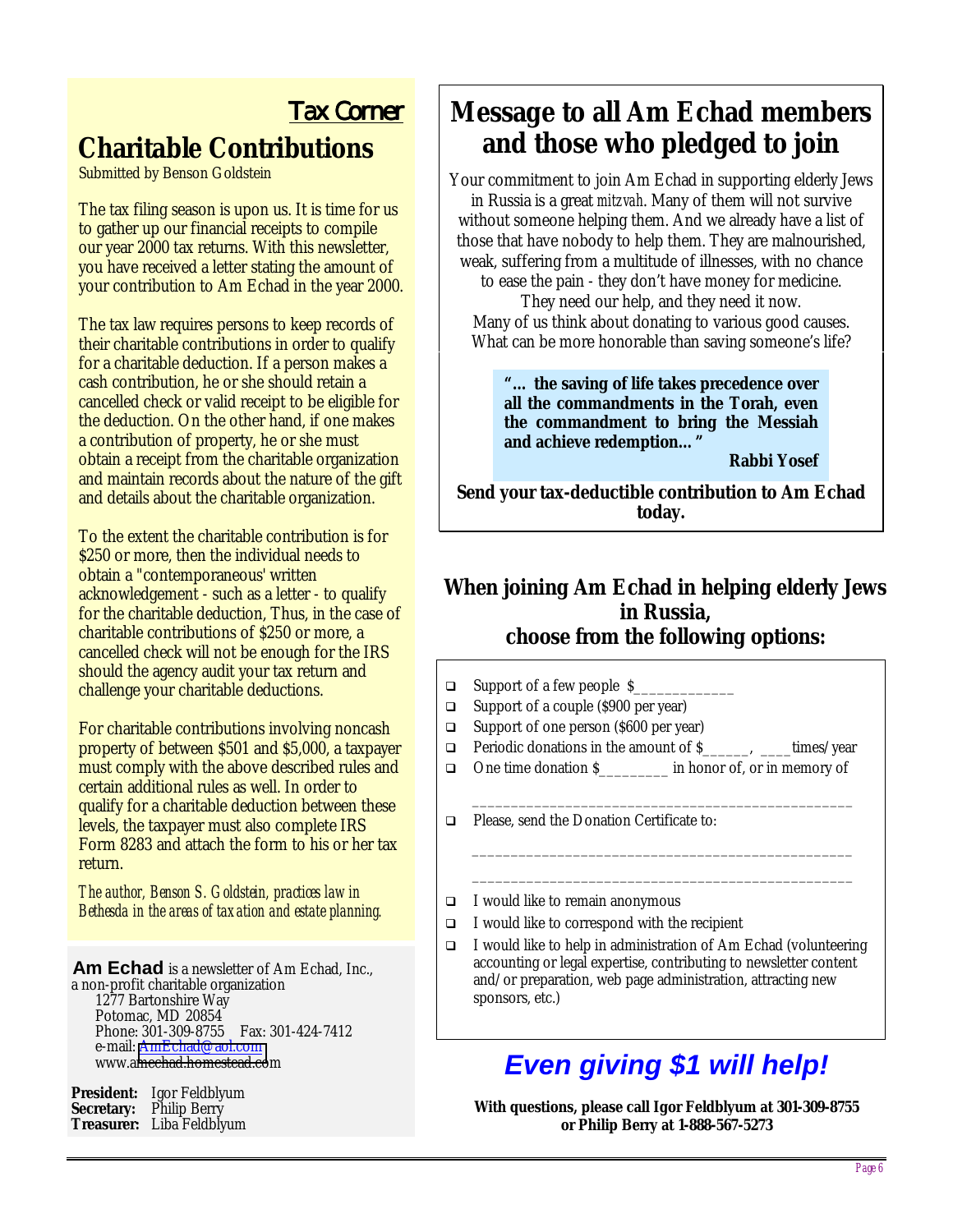*Tax Corner*

## Charitable Contributions

*Submitted by Benson Goldstein*

The tax filing season is upon us. It is time for us to gather up our financial receipts to compile our year 2000 tax returns. With this newsletter, you have received a letter stating the amount of your contribution to Am Echad in the year 2000.

The tax law requires persons to keep records of their charitable contributions in order to qualify for a charitable deduction. If a person makes a cash contribution, he or she should retain a cancelled check or valid receipt to be eligible for the deduction. On the other hand, if one makes a contribution of property, he or she must obtain a receipt from the charitable organization and maintain records about the nature of the gift and details about the charitable organization.

To the extent the charitable contribution is for $250 or more, then the individual needs to obtain a "contemporaneous' written acknowledgement - such as a letter - to qualify for the charitable deduction, Thus, in the case of charitable contributions of $250 or more, a cancelled check will not be enough for the IRS should the agency audit your tax return and challenge your charitable deductions.

For charitable contributions involving noncash property of between $501 and $5,000, a taxpayer must comply with the above described rules and certain additional rules as well. In order to qualify for a charitable deduction between these levels, the taxpayer must also complete IRS Form 8283 and attach the form to his or her tax return.

*The author, Benson S. Goldstein, practices law in Bethesda in the areas of taxation and estate planning.*

**Am Echad** is a newsletter of Am Echad, Inc., a non-profit charitable organization
1277 Bartonshire Way
Potomac, MD 20854
Phone: 301-309-8755 Fax: 301-424-7412
e-mail: AmEchad@aol.com
www.amechad.homestead.com

**President:** Igor Feldblyum
**Secretary:** Philip Berry
**Treasurer:** Liba Feldblyum

## Message to all Am Echad members and those who pledged to join

Your commitment to join Am Echad in supporting elderly Jews in Russia is a great *mitzvah*. Many of them will not survive without someone helping them. And we already have a list of those that have nobody to help them. They are malnourished, weak, suffering from a multitude of illnesses, with no chance to ease the pain - they don't have money for medicine. They need our help, and they need it now.
Many of us think about donating to various good causes. What can be more honorable than saving someone's life?

> **"... the saving of life takes precedence over all the commandments in the Torah, even the commandment to bring the Messiah and achieve redemption..."**
>
> **Rabbi Yosef**

**Send your tax-deductible contribution to Am Echad today.**

### When joining Am Echad in helping elderly Jews in Russia, choose from the following options:

- ❑ Support of a few people $____________
- ❑ Support of a couple ($900 per year)
- ❑ Support of one person ($600 per year)
- ❑ Periodic donations in the amount of $______, ____times/year
- ❑ One time donation $________ in honor of, or in memory of

  ______________________________________________
- ❑ Please, send the Donation Certificate to:

  ______________________________________________

  ______________________________________________
- ❑ I would like to remain anonymous
- ❑ I would like to correspond with the recipient
- ❑ I would like to help in administration of Am Echad (volunteering accounting or legal expertise, contributing to newsletter content and/or preparation, web page administration, attracting new sponsors, etc.)

## *Even giving $1 will help!*

**With questions, please call Igor Feldblyum at 301-309-8755 or Philip Berry at 1-888-567-5273**